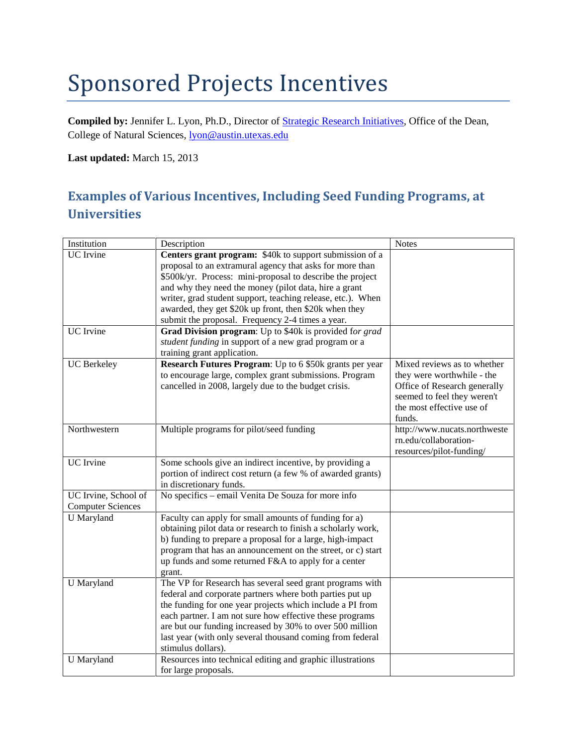# Sponsored Projects Incentives

**Compiled by:** Jennifer L. Lyon, Ph.D., Director of Strategic Research Initiatives, Office of the Dean, College of Natural Sciences, lyon@austin.utexas.edu

**Last updated:** March 15, 2013

## Examples of Various Incentives, Including Seed Funding Programs, at Universities

| Institution | Description | Notes |
|---|---|---|
| UC Irvine | **Centers grant program:** $40k to support submission of a proposal to an extramural agency that asks for more than $500k/yr. Process: mini-proposal to describe the project and why they need the money (pilot data, hire a grant writer, grad student support, teaching release, etc.). When awarded, they get $20k up front, then $20k when they submit the proposal. Frequency 2-4 times a year. | |
| UC Irvine | **Grad Division program**: Up to $40k is provided fo*r grad student funding* in support of a new grad program or a training grant application. | |
| UC Berkeley | **Research Futures Program**: Up to 6 $50k grants per year to encourage large, complex grant submissions. Program cancelled in 2008, largely due to the budget crisis. | Mixed reviews as to whether they were worthwhile - the Office of Research generally seemed to feel they weren't the most effective use of funds. |
| Northwestern | Multiple programs for pilot/seed funding | http://www.nucats.northwestern.edu/collaboration-resources/pilot-funding/ |
| UC Irvine | Some schools give an indirect incentive, by providing a portion of indirect cost return (a few % of awarded grants) in discretionary funds. | |
| UC Irvine, School of Computer Sciences | No specifics – email Venita De Souza for more info | |
| U Maryland | Faculty can apply for small amounts of funding for a) obtaining pilot data or research to finish a scholarly work, b) funding to prepare a proposal for a large, high-impact program that has an announcement on the street, or c) start up funds and some returned F&A to apply for a center grant. | |
| U Maryland | The VP for Research has several seed grant programs with federal and corporate partners where both parties put up the funding for one year projects which include a PI from each partner. I am not sure how effective these programs are but our funding increased by 30% to over 500 million last year (with only several thousand coming from federal stimulus dollars). | |
| U Maryland | Resources into technical editing and graphic illustrations for large proposals. | |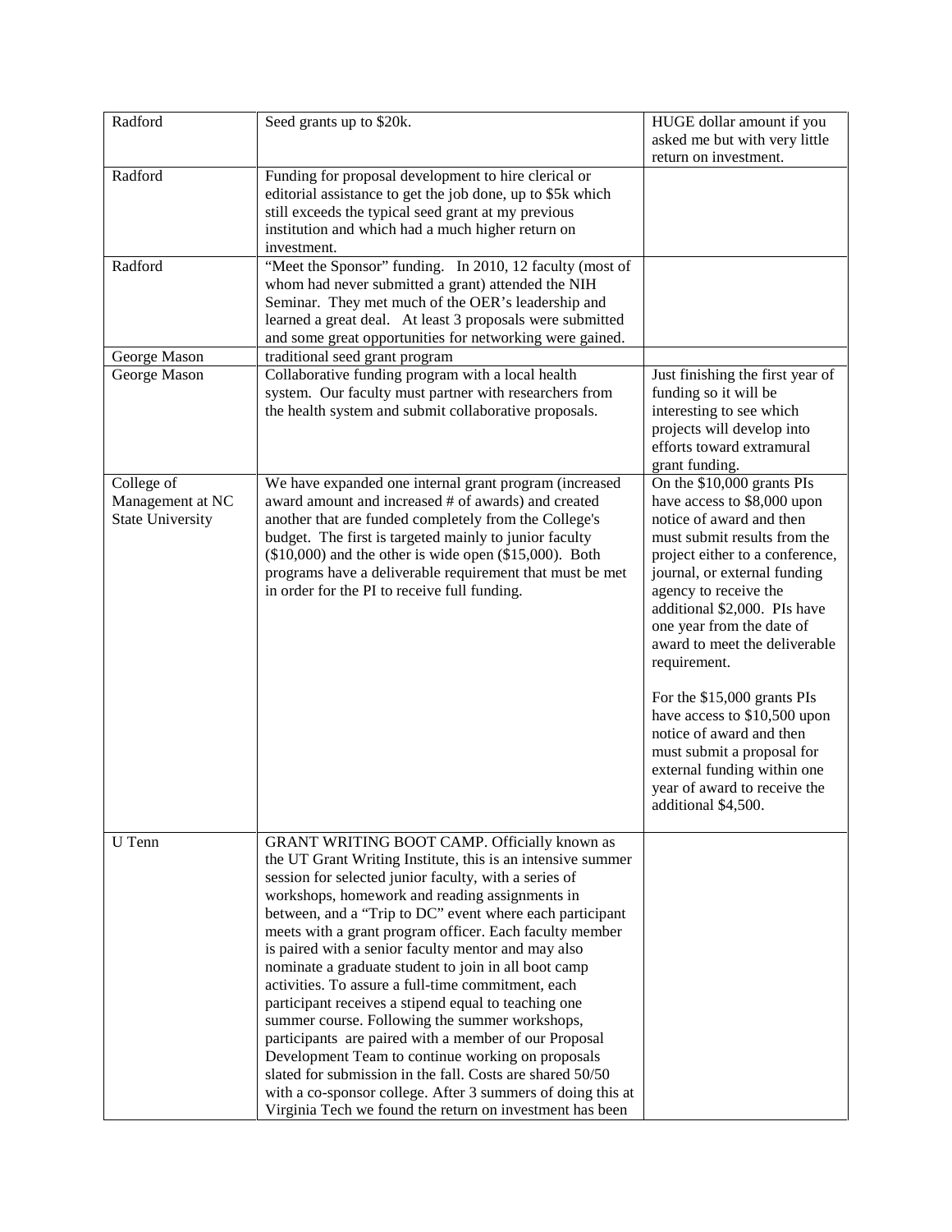| | | |
|---|---|---|
| Radford | Seed grants up to $20k. | HUGE dollar amount if you asked me but with very little return on investment. |
| Radford | Funding for proposal development to hire clerical or editorial assistance to get the job done, up to $5k which still exceeds the typical seed grant at my previous institution and which had a much higher return on investment. | |
| Radford | "Meet the Sponsor" funding. In 2010, 12 faculty (most of whom had never submitted a grant) attended the NIH Seminar. They met much of the OER's leadership and learned a great deal. At least 3 proposals were submitted and some great opportunities for networking were gained. | |
| George Mason | traditional seed grant program | |
| George Mason | Collaborative funding program with a local health system. Our faculty must partner with researchers from the health system and submit collaborative proposals. | Just finishing the first year of funding so it will be interesting to see which projects will develop into efforts toward extramural grant funding. |
| College of Management at NC State University | We have expanded one internal grant program (increased award amount and increased # of awards) and created another that are funded completely from the College's budget. The first is targeted mainly to junior faculty ($10,000) and the other is wide open ($15,000). Both programs have a deliverable requirement that must be met in order for the PI to receive full funding. | On the $10,000 grants PIs have access to $8,000 upon notice of award and then must submit results from the project either to a conference, journal, or external funding agency to receive the additional $2,000. PIs have one year from the date of award to meet the deliverable requirement.<br><br>For the $15,000 grants PIs have access to $10,500 upon notice of award and then must submit a proposal for external funding within one year of award to receive the additional $4,500. |
| U Tenn | GRANT WRITING BOOT CAMP. Officially known as the UT Grant Writing Institute, this is an intensive summer session for selected junior faculty, with a series of workshops, homework and reading assignments in between, and a "Trip to DC" event where each participant meets with a grant program officer. Each faculty member is paired with a senior faculty mentor and may also nominate a graduate student to join in all boot camp activities. To assure a full-time commitment, each participant receives a stipend equal to teaching one summer course. Following the summer workshops, participants are paired with a member of our Proposal Development Team to continue working on proposals slated for submission in the fall. Costs are shared 50/50 with a co-sponsor college. After 3 summers of doing this at Virginia Tech we found the return on investment has been | |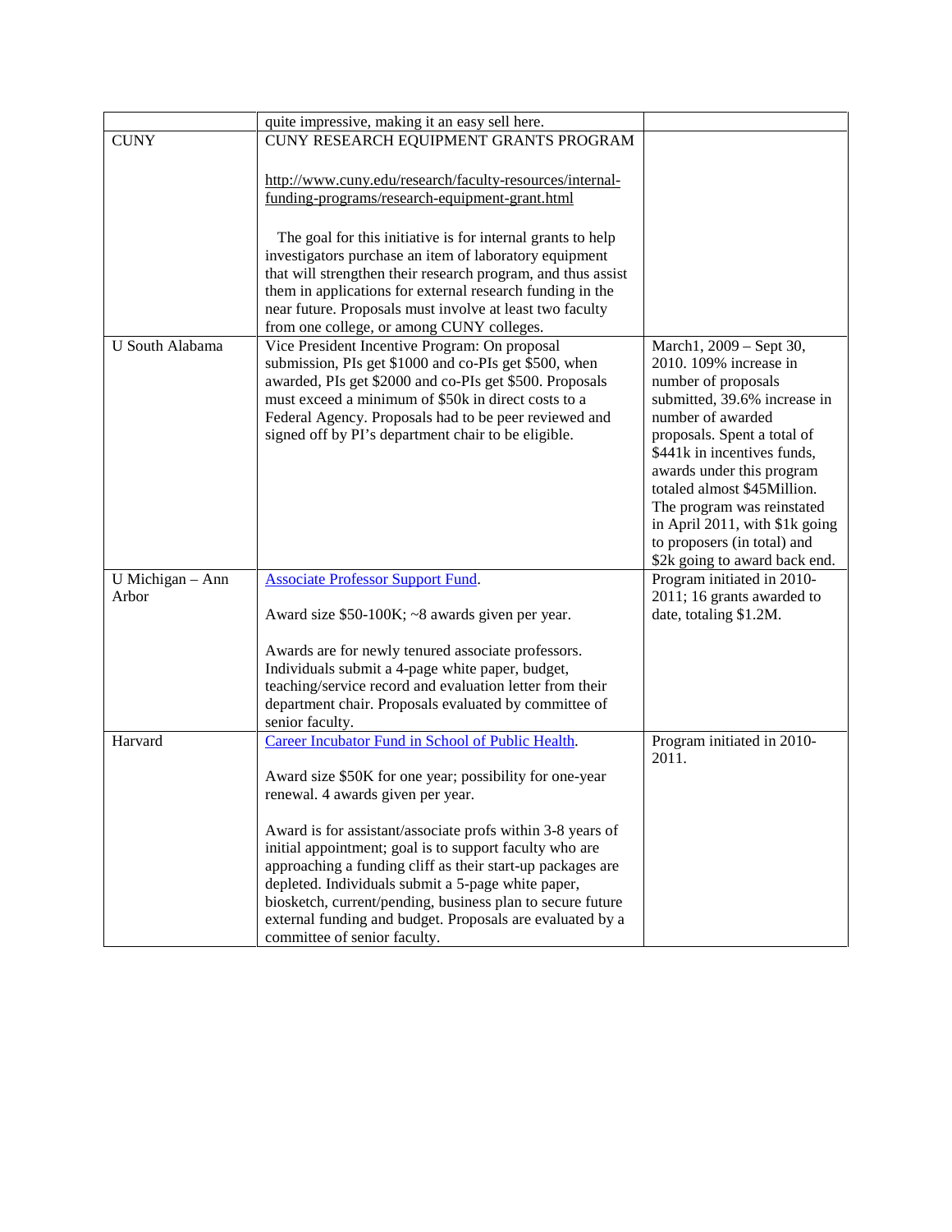| | | |
|---|---|---|
| | quite impressive, making it an easy sell here. | |
| CUNY | CUNY RESEARCH EQUIPMENT GRANTS PROGRAM<br><br>http://www.cuny.edu/research/faculty-resources/internal-funding-programs/research-equipment-grant.html<br><br>The goal for this initiative is for internal grants to help investigators purchase an item of laboratory equipment that will strengthen their research program, and thus assist them in applications for external research funding in the near future. Proposals must involve at least two faculty from one college, or among CUNY colleges. | |
| U South Alabama | Vice President Incentive Program: On proposal submission, PIs get $1000 and co-PIs get $500, when awarded, PIs get $2000 and co-PIs get $500. Proposals must exceed a minimum of $50k in direct costs to a Federal Agency. Proposals had to be peer reviewed and signed off by PI's department chair to be eligible. | March1, 2009 – Sept 30, 2010. 109% increase in number of proposals submitted, 39.6% increase in number of awarded proposals. Spent a total of $441k in incentives funds, awards under this program totaled almost $45Million. The program was reinstated in April 2011, with $1k going to proposers (in total) and $2k going to award back end. |
| U Michigan – Ann Arbor | Associate Professor Support Fund.<br><br>Award size $50-100K; ~8 awards given per year.<br><br>Awards are for newly tenured associate professors. Individuals submit a 4-page white paper, budget, teaching/service record and evaluation letter from their department chair. Proposals evaluated by committee of senior faculty. | Program initiated in 2010-2011; 16 grants awarded to date, totaling $1.2M. |
| Harvard | Career Incubator Fund in School of Public Health.<br><br>Award size $50K for one year; possibility for one-year renewal. 4 awards given per year.<br><br>Award is for assistant/associate profs within 3-8 years of initial appointment; goal is to support faculty who are approaching a funding cliff as their start-up packages are depleted. Individuals submit a 5-page white paper, biosketch, current/pending, business plan to secure future external funding and budget. Proposals are evaluated by a committee of senior faculty. | Program initiated in 2010-2011. |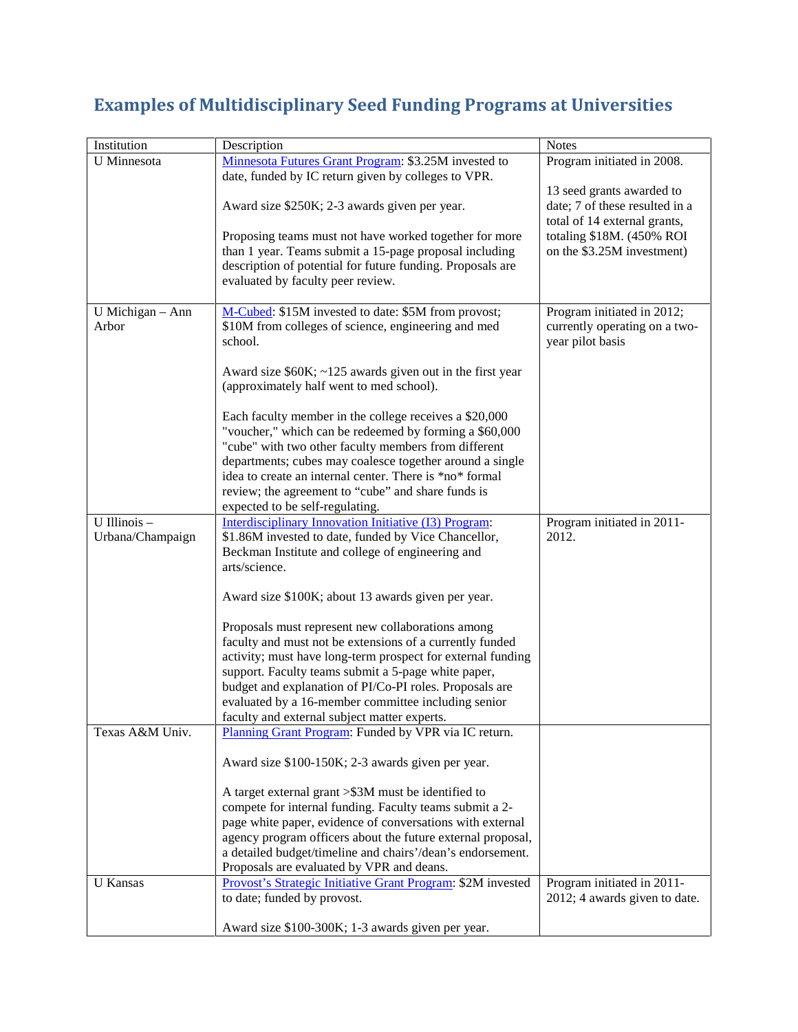## Examples of Multidisciplinary Seed Funding Programs at Universities

| Institution | Description | Notes |
| --- | --- | --- |
| U Minnesota | Minnesota Futures Grant Program: $3.25M invested to date, funded by IC return given by colleges to VPR.<br><br>Award size $250K; 2-3 awards given per year.<br><br>Proposing teams must not have worked together for more than 1 year. Teams submit a 15-page proposal including description of potential for future funding. Proposals are evaluated by faculty peer review. | Program initiated in 2008.<br><br>13 seed grants awarded to date; 7 of these resulted in a total of 14 external grants, totaling $18M. (450% ROI on the $3.25M investment) |
| U Michigan – Ann Arbor | M-Cubed: $15M invested to date: $5M from provost; $10M from colleges of science, engineering and med school.<br><br>Award size $60K; ~125 awards given out in the first year (approximately half went to med school).<br><br>Each faculty member in the college receives a $20,000 "voucher," which can be redeemed by forming a $60,000 "cube" with two other faculty members from different departments; cubes may coalesce together around a single idea to create an internal center. There is *no* formal review; the agreement to "cube" and share funds is expected to be self-regulating. | Program initiated in 2012; currently operating on a two-year pilot basis |
| U Illinois – Urbana/Champaign | Interdisciplinary Innovation Initiative (I3) Program: $1.86M invested to date, funded by Vice Chancellor, Beckman Institute and college of engineering and arts/science.<br><br>Award size $100K; about 13 awards given per year.<br><br>Proposals must represent new collaborations among faculty and must not be extensions of a currently funded activity; must have long-term prospect for external funding support. Faculty teams submit a 5-page white paper, budget and explanation of PI/Co-PI roles. Proposals are evaluated by a 16-member committee including senior faculty and external subject matter experts. | Program initiated in 2011-2012. |
| Texas A&M Univ. | Planning Grant Program: Funded by VPR via IC return.<br><br>Award size $100-150K; 2-3 awards given per year.<br><br>A target external grant >$3M must be identified to compete for internal funding. Faculty teams submit a 2-page white paper, evidence of conversations with external agency program officers about the future external proposal, a detailed budget/timeline and chairs'/dean's endorsement. Proposals are evaluated by VPR and deans. | |
| U Kansas | Provost's Strategic Initiative Grant Program: $2M invested to date; funded by provost.<br><br>Award size $100-300K; 1-3 awards given per year. | Program initiated in 2011-2012; 4 awards given to date. |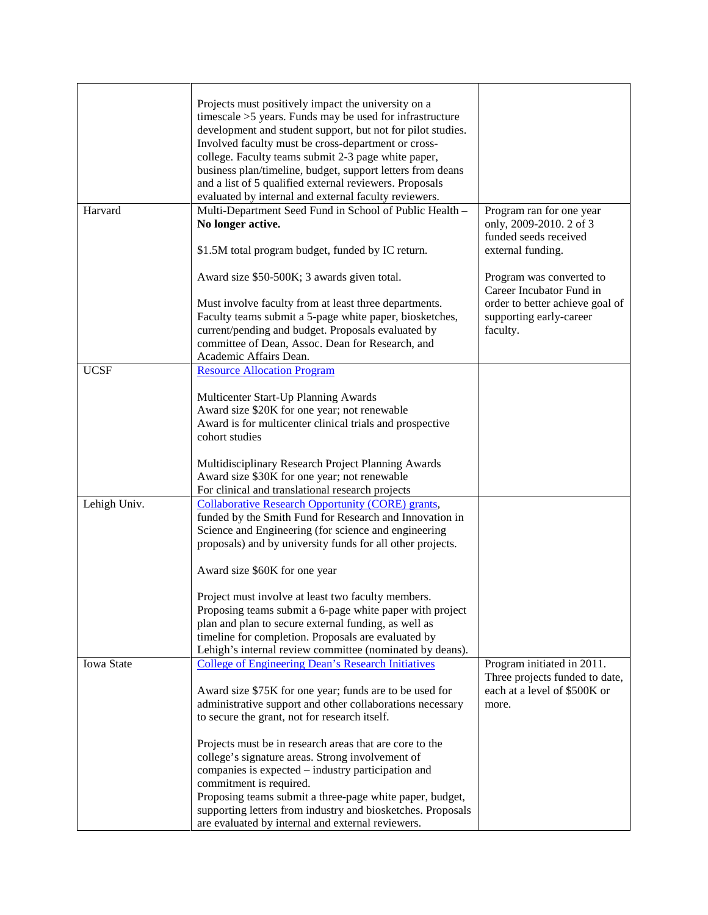| | | |
|---|---|---|
| | Projects must positively impact the university on a timescale >5 years. Funds may be used for infrastructure development and student support, but not for pilot studies. Involved faculty must be cross-department or cross-college. Faculty teams submit 2-3 page white paper, business plan/timeline, budget, support letters from deans and a list of 5 qualified external reviewers. Proposals evaluated by internal and external faculty reviewers. | |
| Harvard | Multi-Department Seed Fund in School of Public Health – **No longer active.**<br><br>$1.5M total program budget, funded by IC return.<br><br>Award size $50-500K; 3 awards given total.<br><br>Must involve faculty from at least three departments. Faculty teams submit a 5-page white paper, biosketches, current/pending and budget. Proposals evaluated by committee of Dean, Assoc. Dean for Research, and Academic Affairs Dean. | Program ran for one year only, 2009-2010. 2 of 3 funded seeds received external funding.<br><br>Program was converted to Career Incubator Fund in order to better achieve goal of supporting early-career faculty. |
| UCSF | Resource Allocation Program<br><br>Multicenter Start-Up Planning Awards<br>Award size $20K for one year; not renewable<br>Award is for multicenter clinical trials and prospective cohort studies<br><br>Multidisciplinary Research Project Planning Awards<br>Award size $30K for one year; not renewable<br>For clinical and translational research projects | |
| Lehigh Univ. | Collaborative Research Opportunity (CORE) grants, funded by the Smith Fund for Research and Innovation in Science and Engineering (for science and engineering proposals) and by university funds for all other projects.<br><br>Award size $60K for one year<br><br>Project must involve at least two faculty members. Proposing teams submit a 6-page white paper with project plan and plan to secure external funding, as well as timeline for completion. Proposals are evaluated by Lehigh's internal review committee (nominated by deans). | |
| Iowa State | College of Engineering Dean's Research Initiatives<br><br>Award size $75K for one year; funds are to be used for administrative support and other collaborations necessary to secure the grant, not for research itself.<br><br>Projects must be in research areas that are core to the college's signature areas. Strong involvement of companies is expected – industry participation and commitment is required.<br>Proposing teams submit a three-page white paper, budget, supporting letters from industry and biosketches. Proposals are evaluated by internal and external reviewers. | Program initiated in 2011. Three projects funded to date, each at a level of $500K or more. |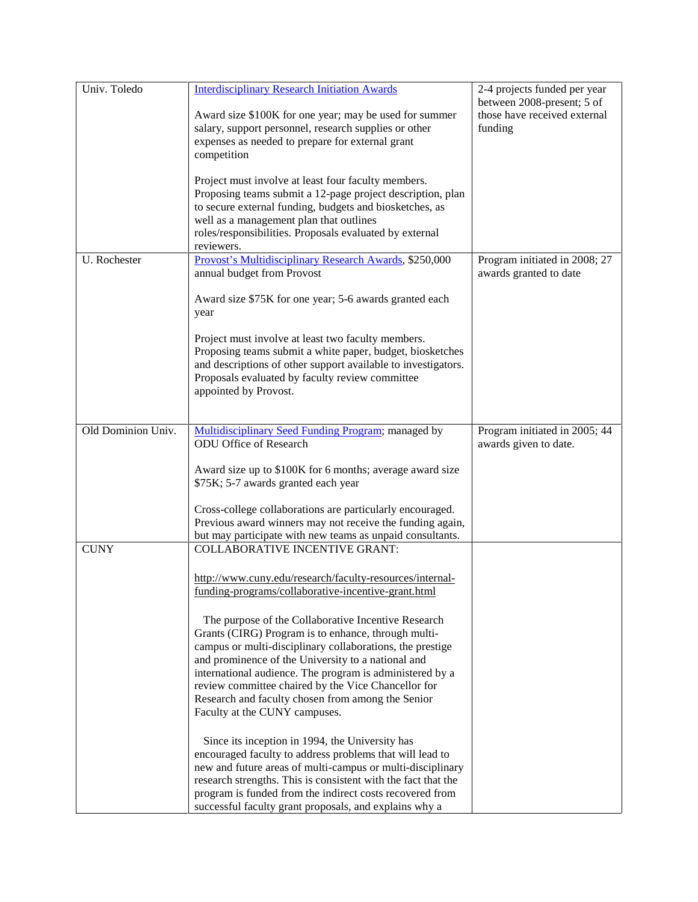| | | |
|---|---|---|
| Univ. Toledo | Interdisciplinary Research Initiation Awards<br><br>Award size $100K for one year; may be used for summer salary, support personnel, research supplies or other expenses as needed to prepare for external grant competition<br><br>Project must involve at least four faculty members. Proposing teams submit a 12-page project description, plan to secure external funding, budgets and biosketches, as well as a management plan that outlines roles/responsibilities. Proposals evaluated by external reviewers. | 2-4 projects funded per year between 2008-present; 5 of those have received external funding |
| U. Rochester | Provost's Multidisciplinary Research Awards, $250,000 annual budget from Provost<br><br>Award size $75K for one year; 5-6 awards granted each year<br><br>Project must involve at least two faculty members. Proposing teams submit a white paper, budget, biosketches and descriptions of other support available to investigators. Proposals evaluated by faculty review committee appointed by Provost. | Program initiated in 2008; 27 awards granted to date |
| Old Dominion Univ. | Multidisciplinary Seed Funding Program; managed by ODU Office of Research<br><br>Award size up to $100K for 6 months; average award size $75K; 5-7 awards granted each year<br><br>Cross-college collaborations are particularly encouraged. Previous award winners may not receive the funding again, but may participate with new teams as unpaid consultants. | Program initiated in 2005; 44 awards given to date. |
| CUNY | COLLABORATIVE INCENTIVE GRANT:<br><br>http://www.cuny.edu/research/faculty-resources/internal-funding-programs/collaborative-incentive-grant.html<br><br>The purpose of the Collaborative Incentive Research Grants (CIRG) Program is to enhance, through multi-campus or multi-disciplinary collaborations, the prestige and prominence of the University to a national and international audience. The program is administered by a review committee chaired by the Vice Chancellor for Research and faculty chosen from among the Senior Faculty at the CUNY campuses.<br><br>Since its inception in 1994, the University has encouraged faculty to address problems that will lead to new and future areas of multi-campus or multi-disciplinary research strengths. This is consistent with the fact that the program is funded from the indirect costs recovered from successful faculty grant proposals, and explains why a | |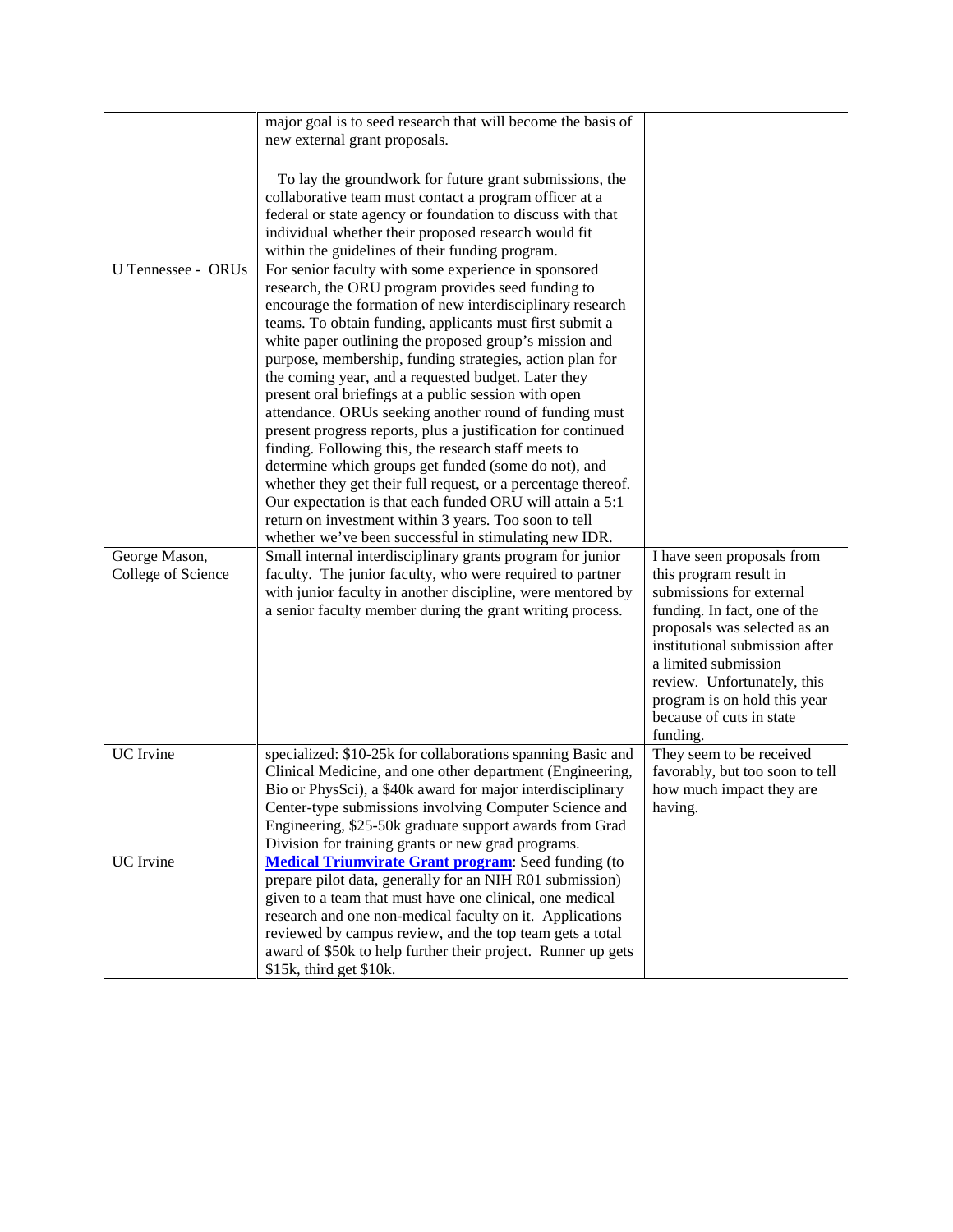| | | |
|---|---|---|
| | major goal is to seed research that will become the basis of new external grant proposals.<br><br>To lay the groundwork for future grant submissions, the collaborative team must contact a program officer at a federal or state agency or foundation to discuss with that individual whether their proposed research would fit within the guidelines of their funding program. | |
| U Tennessee - ORUs | For senior faculty with some experience in sponsored research, the ORU program provides seed funding to encourage the formation of new interdisciplinary research teams. To obtain funding, applicants must first submit a white paper outlining the proposed group's mission and purpose, membership, funding strategies, action plan for the coming year, and a requested budget. Later they present oral briefings at a public session with open attendance. ORUs seeking another round of funding must present progress reports, plus a justification for continued finding. Following this, the research staff meets to determine which groups get funded (some do not), and whether they get their full request, or a percentage thereof. Our expectation is that each funded ORU will attain a 5:1 return on investment within 3 years. Too soon to tell whether we've been successful in stimulating new IDR. | |
| George Mason, College of Science | Small internal interdisciplinary grants program for junior faculty. The junior faculty, who were required to partner with junior faculty in another discipline, were mentored by a senior faculty member during the grant writing process. | I have seen proposals from this program result in submissions for external funding. In fact, one of the proposals was selected as an institutional submission after a limited submission review. Unfortunately, this program is on hold this year because of cuts in state funding. |
| UC Irvine | specialized: $10-25k for collaborations spanning Basic and Clinical Medicine, and one other department (Engineering, Bio or PhysSci), a $40k award for major interdisciplinary Center-type submissions involving Computer Science and Engineering, $25-50k graduate support awards from Grad Division for training grants or new grad programs. | They seem to be received favorably, but too soon to tell how much impact they are having. |
| UC Irvine | **Medical Triumvirate Grant program**: Seed funding (to prepare pilot data, generally for an NIH R01 submission) given to a team that must have one clinical, one medical research and one non-medical faculty on it. Applications reviewed by campus review, and the top team gets a total award of $50k to help further their project. Runner up gets $15k, third get $10k. | |